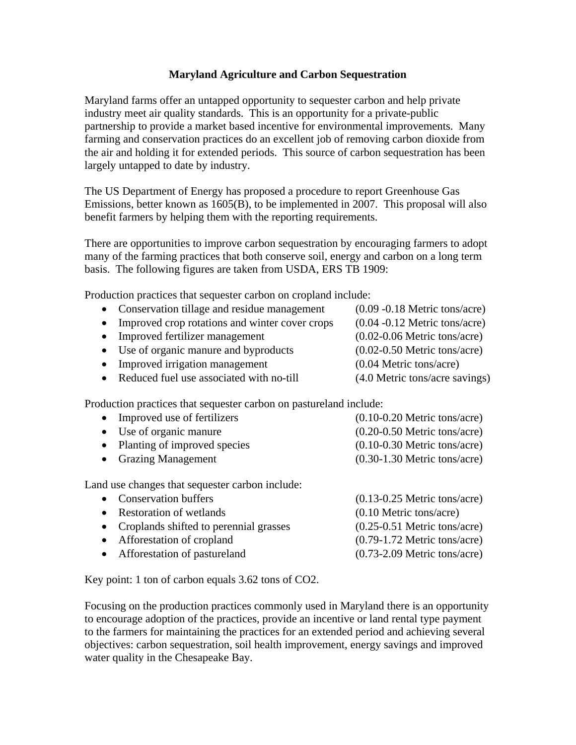# Maryland Agriculture and Carbon Sequestration

Maryland farms offer an untapped opportunity to sequester carbon and help private industry meet air quality standards. This is an opportunity for a private-public partnership to provide a market based incentive for environmental improvements. Many farming and conservation practices do an excellent job of removing carbon dioxide from the air and holding it for extended periods. This source of carbon sequestration has been largely untapped to date by industry.

The US Department of Energy has proposed a procedure to report Greenhouse Gas Emissions, better known as 1605(B), to be implemented in 2007. This proposal will also benefit farmers by helping them with the reporting requirements.

There are opportunities to improve carbon sequestration by encouraging farmers to adopt many of the farming practices that both conserve soil, energy and carbon on a long term basis. The following figures are taken from USDA, ERS TB 1909:

Production practices that sequester carbon on cropland include:

- Conservation tillage and residue management (0.09 -0.18 Metric tons/acre)
- Improved crop rotations and winter cover crops (0.04 -0.12 Metric tons/acre)
- Improved fertilizer management (0.02-0.06 Metric tons/acre)
- Use of organic manure and byproducts (0.02-0.50 Metric tons/acre)
- Improved irrigation management (0.04 Metric tons/acre)
- Reduced fuel use associated with no-till (4.0 Metric tons/acre savings)

Production practices that sequester carbon on pastureland include:

- Improved use of fertilizers (0.10-0.20 Metric tons/acre)
- Use of organic manure (0.20-0.50 Metric tons/acre)
- Planting of improved species (0.10-0.30 Metric tons/acre)
- Grazing Management (0.30-1.30 Metric tons/acre)

Land use changes that sequester carbon include:

- Conservation buffers (0.13-0.25 Metric tons/acre)
- Restoration of wetlands (0.10 Metric tons/acre)
- Croplands shifted to perennial grasses (0.25-0.51 Metric tons/acre)
- Afforestation of cropland (0.79-1.72 Metric tons/acre)
- Afforestation of pastureland (0.73-2.09 Metric tons/acre)

Key point: 1 ton of carbon equals 3.62 tons of $CO_2$.

Focusing on the production practices commonly used in Maryland there is an opportunity to encourage adoption of the practices, provide an incentive or land rental type payment to the farmers for maintaining the practices for an extended period and achieving several objectives: carbon sequestration, soil health improvement, energy savings and improved water quality in the Chesapeake Bay.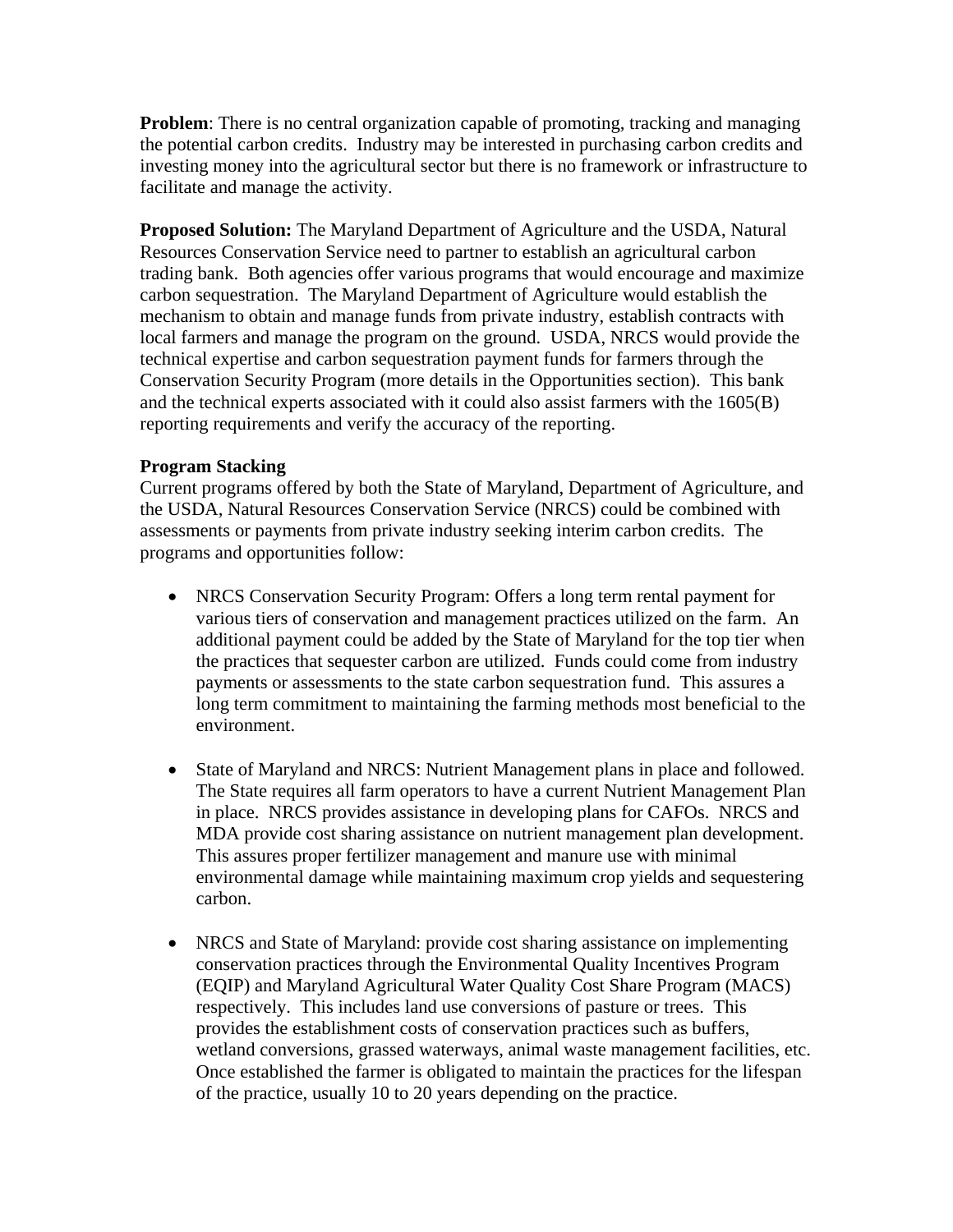**Problem**: There is no central organization capable of promoting, tracking and managing the potential carbon credits. Industry may be interested in purchasing carbon credits and investing money into the agricultural sector but there is no framework or infrastructure to facilitate and manage the activity.

**Proposed Solution:** The Maryland Department of Agriculture and the USDA, Natural Resources Conservation Service need to partner to establish an agricultural carbon trading bank. Both agencies offer various programs that would encourage and maximize carbon sequestration. The Maryland Department of Agriculture would establish the mechanism to obtain and manage funds from private industry, establish contracts with local farmers and manage the program on the ground. USDA, NRCS would provide the technical expertise and carbon sequestration payment funds for farmers through the Conservation Security Program (more details in the Opportunities section). This bank and the technical experts associated with it could also assist farmers with the 1605(B) reporting requirements and verify the accuracy of the reporting.

**Program Stacking**

Current programs offered by both the State of Maryland, Department of Agriculture, and the USDA, Natural Resources Conservation Service (NRCS) could be combined with assessments or payments from private industry seeking interim carbon credits. The programs and opportunities follow:

- NRCS Conservation Security Program: Offers a long term rental payment for various tiers of conservation and management practices utilized on the farm. An additional payment could be added by the State of Maryland for the top tier when the practices that sequester carbon are utilized. Funds could come from industry payments or assessments to the state carbon sequestration fund. This assures a long term commitment to maintaining the farming methods most beneficial to the environment.

- State of Maryland and NRCS: Nutrient Management plans in place and followed. The State requires all farm operators to have a current Nutrient Management Plan in place. NRCS provides assistance in developing plans for CAFOs. NRCS and MDA provide cost sharing assistance on nutrient management plan development. This assures proper fertilizer management and manure use with minimal environmental damage while maintaining maximum crop yields and sequestering carbon.

- NRCS and State of Maryland: provide cost sharing assistance on implementing conservation practices through the Environmental Quality Incentives Program (EQIP) and Maryland Agricultural Water Quality Cost Share Program (MACS) respectively. This includes land use conversions of pasture or trees. This provides the establishment costs of conservation practices such as buffers, wetland conversions, grassed waterways, animal waste management facilities, etc. Once established the farmer is obligated to maintain the practices for the lifespan of the practice, usually 10 to 20 years depending on the practice.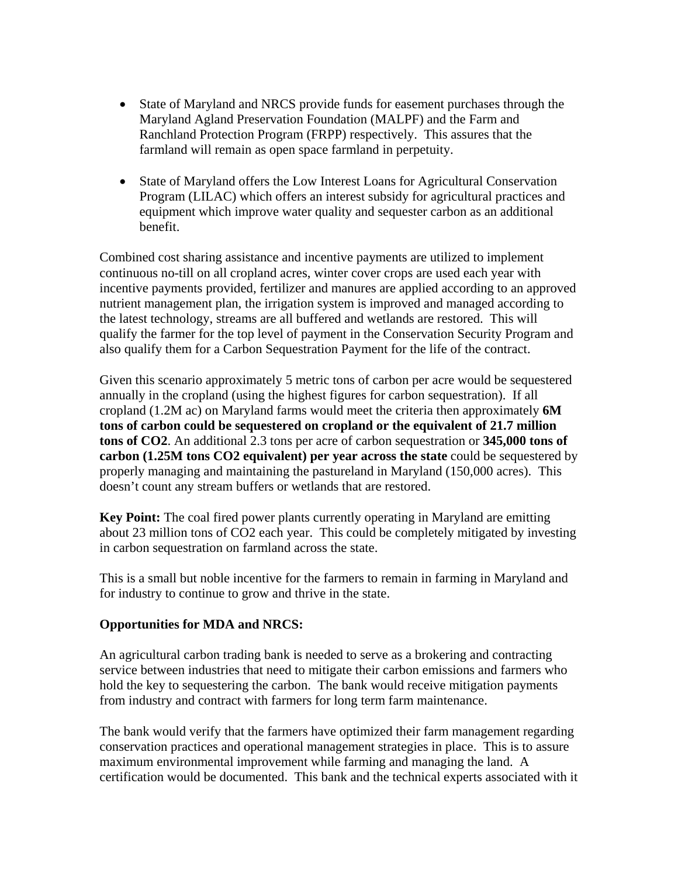- State of Maryland and NRCS provide funds for easement purchases through the Maryland Agland Preservation Foundation (MALPF) and the Farm and Ranchland Protection Program (FRPP) respectively. This assures that the farmland will remain as open space farmland in perpetuity.

- State of Maryland offers the Low Interest Loans for Agricultural Conservation Program (LILAC) which offers an interest subsidy for agricultural practices and equipment which improve water quality and sequester carbon as an additional benefit.

Combined cost sharing assistance and incentive payments are utilized to implement continuous no-till on all cropland acres, winter cover crops are used each year with incentive payments provided, fertilizer and manures are applied according to an approved nutrient management plan, the irrigation system is improved and managed according to the latest technology, streams are all buffered and wetlands are restored. This will qualify the farmer for the top level of payment in the Conservation Security Program and also qualify them for a Carbon Sequestration Payment for the life of the contract.

Given this scenario approximately 5 metric tons of carbon per acre would be sequestered annually in the cropland (using the highest figures for carbon sequestration). If all cropland (1.2M ac) on Maryland farms would meet the criteria then approximately **6M tons of carbon could be sequestered on cropland or the equivalent of 21.7 million tons of CO2**. An additional 2.3 tons per acre of carbon sequestration or **345,000 tons of carbon (1.25M tons CO2 equivalent) per year across the state** could be sequestered by properly managing and maintaining the pastureland in Maryland (150,000 acres). This doesn't count any stream buffers or wetlands that are restored.

**Key Point:** The coal fired power plants currently operating in Maryland are emitting about 23 million tons of CO2 each year. This could be completely mitigated by investing in carbon sequestration on farmland across the state.

This is a small but noble incentive for the farmers to remain in farming in Maryland and for industry to continue to grow and thrive in the state.

**Opportunities for MDA and NRCS:**

An agricultural carbon trading bank is needed to serve as a brokering and contracting service between industries that need to mitigate their carbon emissions and farmers who hold the key to sequestering the carbon. The bank would receive mitigation payments from industry and contract with farmers for long term farm maintenance.

The bank would verify that the farmers have optimized their farm management regarding conservation practices and operational management strategies in place. This is to assure maximum environmental improvement while farming and managing the land. A certification would be documented. This bank and the technical experts associated with it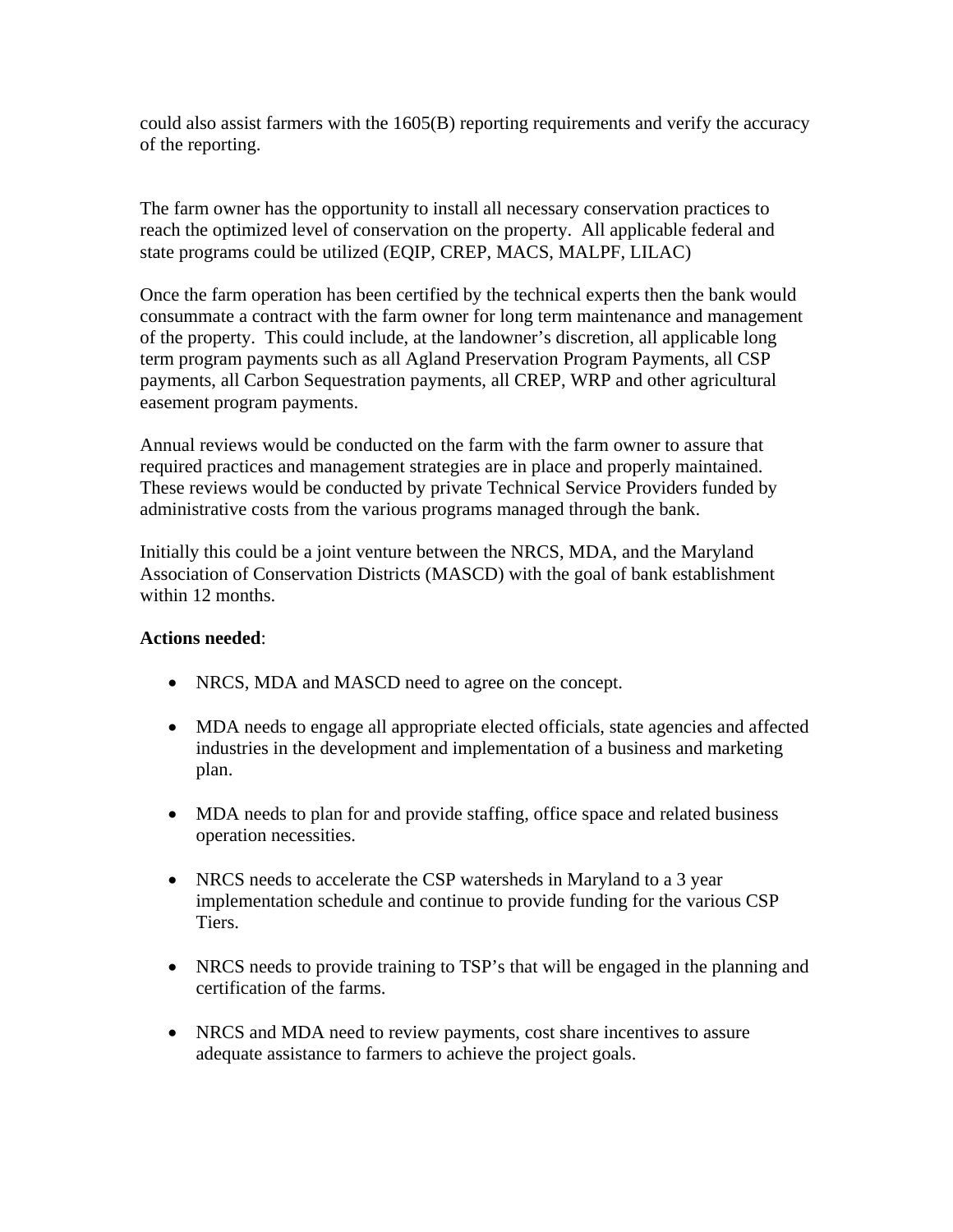could also assist farmers with the 1605(B) reporting requirements and verify the accuracy of the reporting.

The farm owner has the opportunity to install all necessary conservation practices to reach the optimized level of conservation on the property. All applicable federal and state programs could be utilized (EQIP, CREP, MACS, MALPF, LILAC)

Once the farm operation has been certified by the technical experts then the bank would consummate a contract with the farm owner for long term maintenance and management of the property. This could include, at the landowner's discretion, all applicable long term program payments such as all Agland Preservation Program Payments, all CSP payments, all Carbon Sequestration payments, all CREP, WRP and other agricultural easement program payments.

Annual reviews would be conducted on the farm with the farm owner to assure that required practices and management strategies are in place and properly maintained. These reviews would be conducted by private Technical Service Providers funded by administrative costs from the various programs managed through the bank.

Initially this could be a joint venture between the NRCS, MDA, and the Maryland Association of Conservation Districts (MASCD) with the goal of bank establishment within 12 months.

**Actions needed**:

- NRCS, MDA and MASCD need to agree on the concept.
- MDA needs to engage all appropriate elected officials, state agencies and affected industries in the development and implementation of a business and marketing plan.
- MDA needs to plan for and provide staffing, office space and related business operation necessities.
- NRCS needs to accelerate the CSP watersheds in Maryland to a 3 year implementation schedule and continue to provide funding for the various CSP Tiers.
- NRCS needs to provide training to TSP's that will be engaged in the planning and certification of the farms.
- NRCS and MDA need to review payments, cost share incentives to assure adequate assistance to farmers to achieve the project goals.